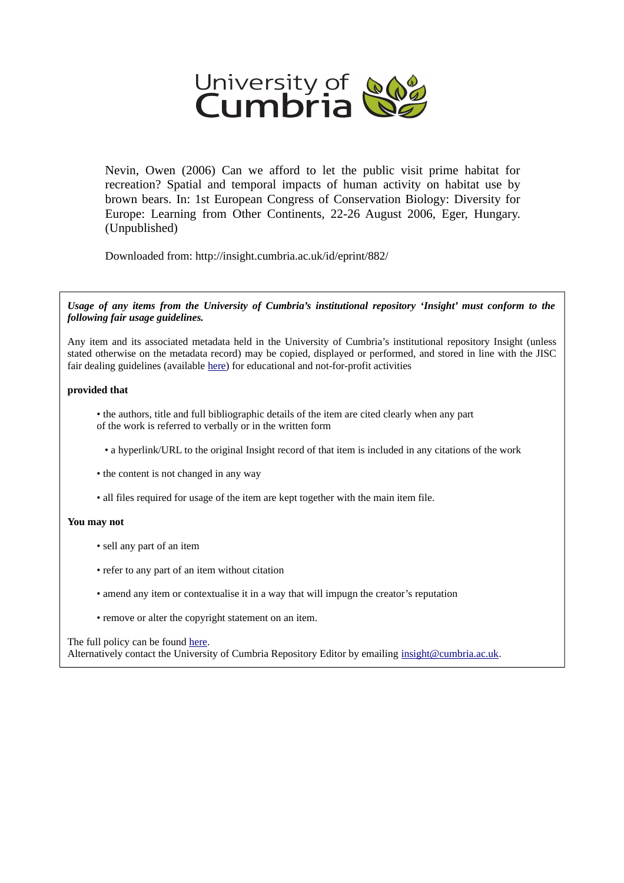Nevin, Owen (2006) Can we afford to let the public visit prime habitat for recreation? Spatial and temporal impacts of human activity on habitat use by brown bears. In: 1st European Congress of Conservation Biology: Diversity for Europe: Learning from Other Continents, 22-26 August 2006, Eger, Hungary. (Unpublished)

Downloaded from: http://insight.cumbria.ac.uk/id/eprint/882/

***Usage of any items from the University of Cumbria's institutional repository 'Insight' must conform to the following fair usage guidelines.***

Any item and its associated metadata held in the University of Cumbria's institutional repository Insight (unless stated otherwise on the metadata record) may be copied, displayed or performed, and stored in line with the JISC fair dealing guidelines (available [here](#)) for educational and not-for-profit activities

**provided that**

- the authors, title and full bibliographic details of the item are cited clearly when any part of the work is referred to verbally or in the written form
- a hyperlink/URL to the original Insight record of that item is included in any citations of the work
- the content is not changed in any way
- all files required for usage of the item are kept together with the main item file.

**You may not**

- sell any part of an item
- refer to any part of an item without citation
- amend any item or contextualise it in a way that will impugn the creator's reputation
- remove or alter the copyright statement on an item.

The full policy can be found [here](#).
Alternatively contact the University of Cumbria Repository Editor by emailing insight@cumbria.ac.uk.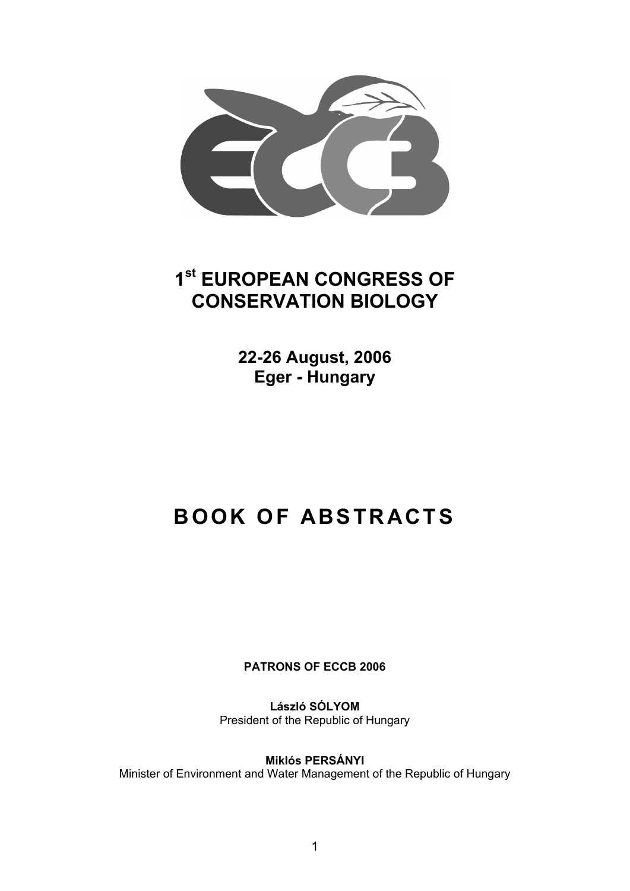# 1st EUROPEAN CONGRESS OF CONSERVATION BIOLOGY

**22-26 August, 2006**
**Eger - Hungary**

# BOOK OF ABSTRACTS

**PATRONS OF ECCB 2006**

**László SÓLYOM**
President of the Republic of Hungary

**Miklós PERSÁNYI**
Minister of Environment and Water Management of the Republic of Hungary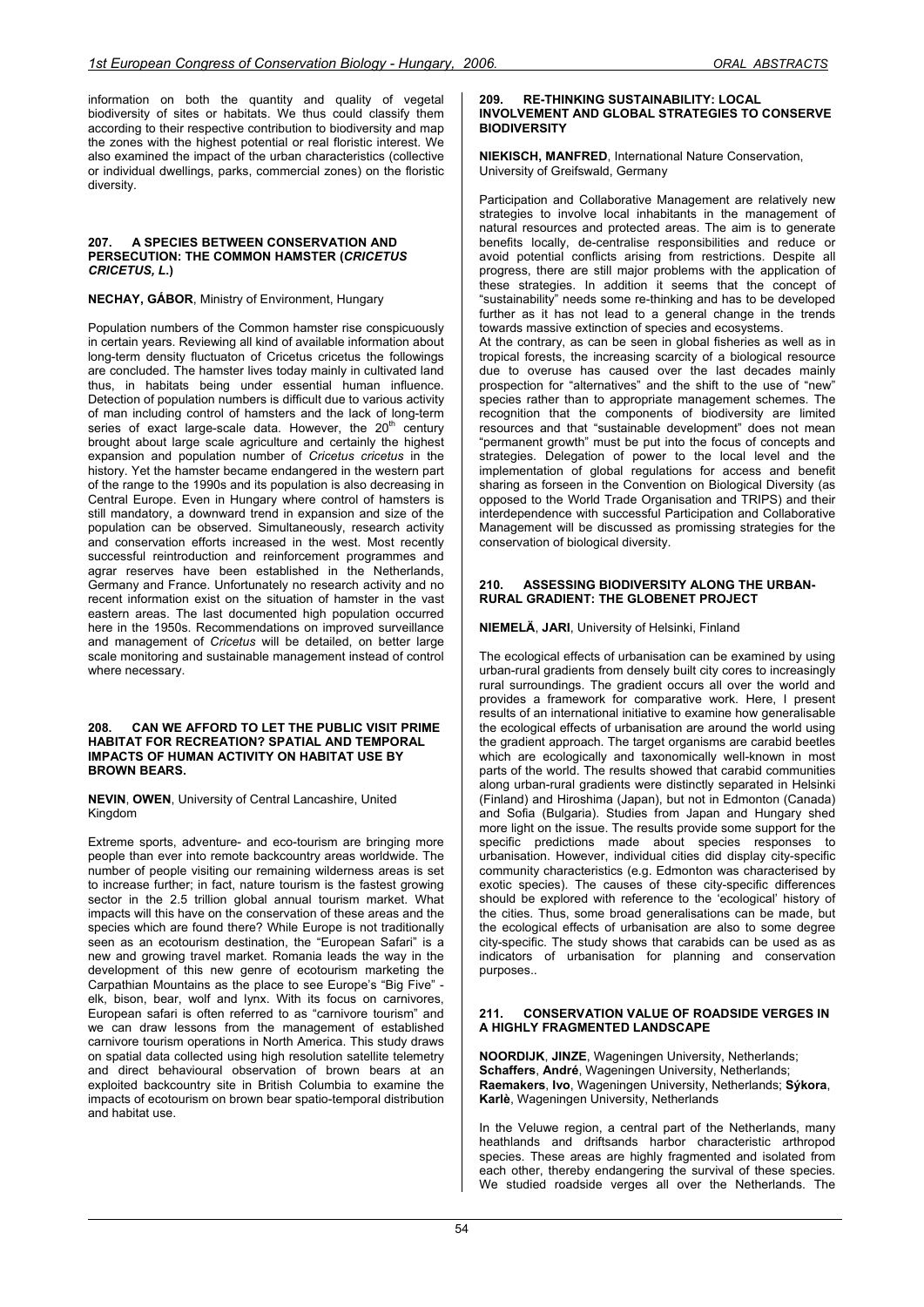information on both the quantity and quality of vegetal biodiversity of sites or habitats. We thus could classify them according to their respective contribution to biodiversity and map the zones with the highest potential or real floristic interest. We also examined the impact of the urban characteristics (collective or individual dwellings, parks, commercial zones) on the floristic diversity.

#### 207. A SPECIES BETWEEN CONSERVATION AND PERSECUTION: THE COMMON HAMSTER (*CRICETUS CRICETUS, L.*)

**NECHAY, GÁBOR**, Ministry of Environment, Hungary

Population numbers of the Common hamster rise conspicuously in certain years. Reviewing all kind of available information about long-term density fluctuaton of Cricetus cricetus the followings are concluded. The hamster lives today mainly in cultivated land thus, in habitats being under essential human influence. Detection of population numbers is difficult due to various activity of man including control of hamsters and the lack of long-term series of exact large-scale data. However, the 20$^{th}$ century brought about large scale agriculture and certainly the highest expansion and population number of *Cricetus cricetus* in the history. Yet the hamster became endangered in the western part of the range to the 1990s and its population is also decreasing in Central Europe. Even in Hungary where control of hamsters is still mandatory, a downward trend in expansion and size of the population can be observed. Simultaneously, research activity and conservation efforts increased in the west. Most recently successful reintroduction and reinforcement programmes and agrar reserves have been established in the Netherlands, Germany and France. Unfortunately no research activity and no recent information exist on the situation of hamster in the vast eastern areas. The last documented high population occurred here in the 1950s. Recommendations on improved surveillance and management of *Cricetus* will be detailed, on better large scale monitoring and sustainable management instead of control where necessary.

#### 208. CAN WE AFFORD TO LET THE PUBLIC VISIT PRIME HABITAT FOR RECREATION? SPATIAL AND TEMPORAL IMPACTS OF HUMAN ACTIVITY ON HABITAT USE BY BROWN BEARS.

**NEVIN**, **OWEN**, University of Central Lancashire, United Kingdom

Extreme sports, adventure- and eco-tourism are bringing more people than ever into remote backcountry areas worldwide. The number of people visiting our remaining wilderness areas is set to increase further; in fact, nature tourism is the fastest growing sector in the 2.5 trillion global annual tourism market. What impacts will this have on the conservation of these areas and the species which are found there? While Europe is not traditionally seen as an ecotourism destination, the "European Safari" is a new and growing travel market. Romania leads the way in the development of this new genre of ecotourism marketing the Carpathian Mountains as the place to see Europe's "Big Five" - elk, bison, bear, wolf and lynx. With its focus on carnivores, European safari is often referred to as "carnivore tourism" and we can draw lessons from the management of established carnivore tourism operations in North America. This study draws on spatial data collected using high resolution satellite telemetry and direct behavioural observation of brown bears at an exploited backcountry site in British Columbia to examine the impacts of ecotourism on brown bear spatio-temporal distribution and habitat use.

#### 209. RE-THINKING SUSTAINABILITY: LOCAL INVOLVEMENT AND GLOBAL STRATEGIES TO CONSERVE BIODIVERSITY

**NIEKISCH, MANFRED**, International Nature Conservation, University of Greifswald, Germany

Participation and Collaborative Management are relatively new strategies to involve local inhabitants in the management of natural resources and protected areas. The aim is to generate benefits locally, de-centralise responsibilities and reduce or avoid potential conflicts arising from restrictions. Despite all progress, there are still major problems with the application of these strategies. In addition it seems that the concept of "sustainability" needs some re-thinking and has to be developed further as it has not lead to a general change in the trends towards massive extinction of species and ecosystems.

At the contrary, as can be seen in global fisheries as well as in tropical forests, the increasing scarcity of a biological resource due to overuse has caused over the last decades mainly prospection for "alternatives" and the shift to the use of "new" species rather than to appropriate management schemes. The recognition that the components of biodiversity are limited resources and that "sustainable development" does not mean "permanent growth" must be put into the focus of concepts and strategies. Delegation of power to the local level and the implementation of global regulations for access and benefit sharing as forseen in the Convention on Biological Diversity (as opposed to the World Trade Organisation and TRIPS) and their interdependence with successful Participation and Collaborative Management will be discussed as promissing strategies for the conservation of biological diversity.

#### 210. ASSESSING BIODIVERSITY ALONG THE URBAN-RURAL GRADIENT: THE GLOBENET PROJECT

**NIEMELÄ**, **JARI**, University of Helsinki, Finland

The ecological effects of urbanisation can be examined by using urban-rural gradients from densely built city cores to increasingly rural surroundings. The gradient occurs all over the world and provides a framework for comparative work. Here, I present results of an international initiative to examine how generalisable the ecological effects of urbanisation are around the world using the gradient approach. The target organisms are carabid beetles which are ecologically and taxonomically well-known in most parts of the world. The results showed that carabid communities along urban-rural gradients were distinctly separated in Helsinki (Finland) and Hiroshima (Japan), but not in Edmonton (Canada) and Sofia (Bulgaria). Studies from Japan and Hungary shed more light on the issue. The results provide some support for the specific predictions made about species responses to urbanisation. However, individual cities did display city-specific community characteristics (e.g. Edmonton was characterised by exotic species). The causes of these city-specific differences should be explored with reference to the 'ecological' history of the cities. Thus, some broad generalisations can be made, but the ecological effects of urbanisation are also to some degree city-specific. The study shows that carabids can be used as as indicators of urbanisation for planning and conservation purposes..

#### 211. CONSERVATION VALUE OF ROADSIDE VERGES IN A HIGHLY FRAGMENTED LANDSCAPE

**NOORDIJK**, **JINZE**, Wageningen University, Netherlands; **Schaffers**, **André**, Wageningen University, Netherlands; **Raemakers**, **Ivo**, Wageningen University, Netherlands; **Sýkora**, **Karlè**, Wageningen University, Netherlands

In the Veluwe region, a central part of the Netherlands, many heathlands and driftsands harbor characteristic arthropod species. These areas are highly fragmented and isolated from each other, thereby endangering the survival of these species. We studied roadside verges all over the Netherlands. The